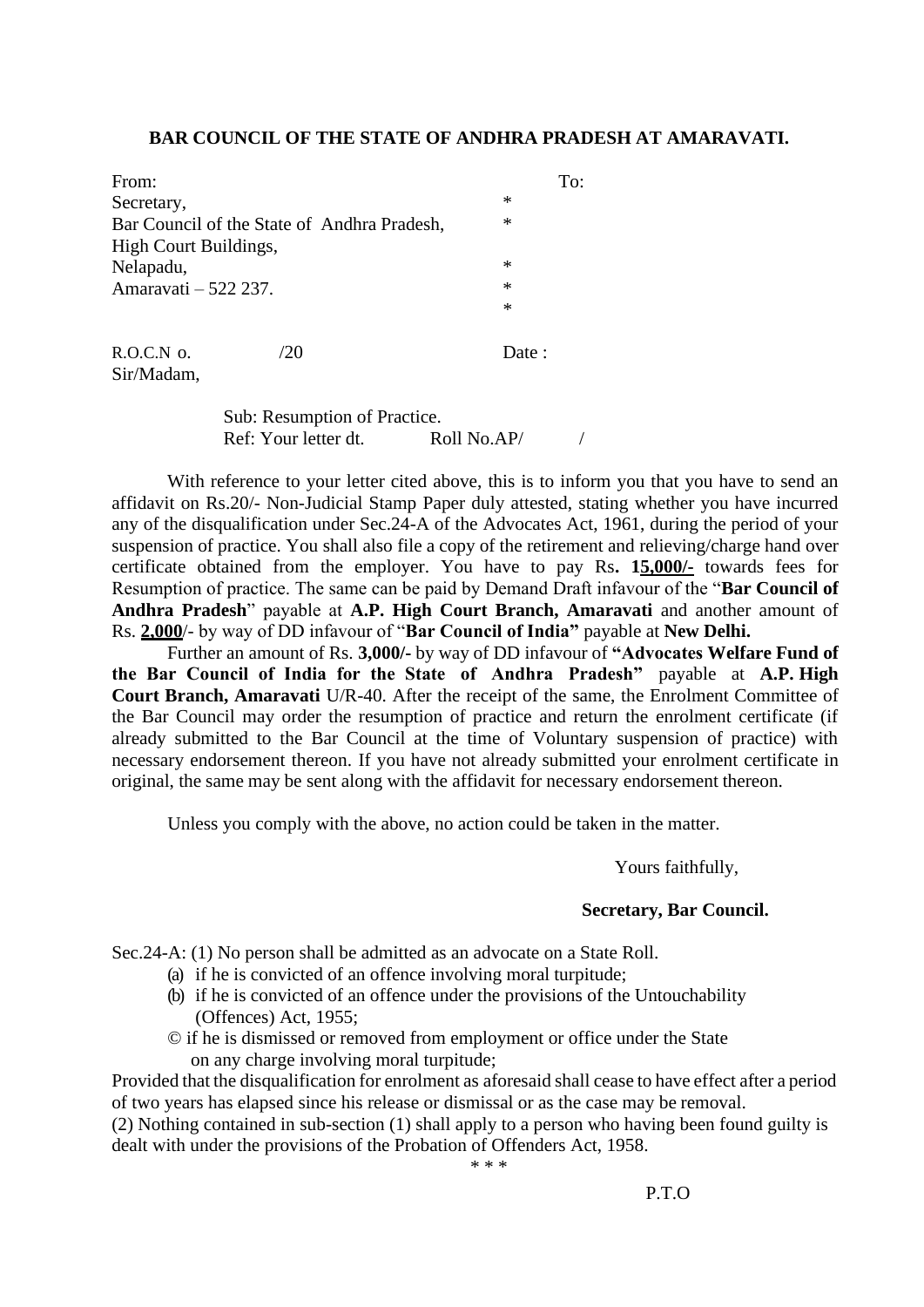## BAR COUNCIL OF THE STATE OF ANDHRA PRADESH AT AMARAVATI.

From:
Secretary,
Bar Council of the State of Andhra Pradesh,
High Court Buildings,
Nelapadu,
Amaravati – 522 237.

To:
*
*

*
*
*

R.O.C.N o. /20 Date :

Sir/Madam,

Sub: Resumption of Practice.
Ref: Your letter dt. Roll No.AP/ /

With reference to your letter cited above, this is to inform you that you have to send an affidavit on Rs.20/- Non-Judicial Stamp Paper duly attested, stating whether you have incurred any of the disqualification under Sec.24-A of the Advocates Act, 1961, during the period of your suspension of practice. You shall also file a copy of the retirement and relieving/charge hand over certificate obtained from the employer. You have to pay Rs**. <u>15,000/-</u>** towards fees for Resumption of practice. The same can be paid by Demand Draft infavour of the "**Bar Council of Andhra Pradesh**" payable at **A.P. High Court Branch, Amaravati** and another amount of Rs. **<u>2,000</u>**/- by way of DD infavour of "**Bar Council of India"** payable at **New Delhi.**

Further an amount of Rs. **3,000/-** by way of DD infavour of **"Advocates Welfare Fund of the Bar Council of India for the State of Andhra Pradesh"** payable at **A.P. High Court Branch, Amaravati** U/R-40. After the receipt of the same, the Enrolment Committee of the Bar Council may order the resumption of practice and return the enrolment certificate (if already submitted to the Bar Council at the time of Voluntary suspension of practice) with necessary endorsement thereon. If you have not already submitted your enrolment certificate in original, the same may be sent along with the affidavit for necessary endorsement thereon.

Unless you comply with the above, no action could be taken in the matter.

Yours faithfully,

**Secretary, Bar Council.**

Sec.24-A: (1) No person shall be admitted as an advocate on a State Roll.

(a) if he is convicted of an offence involving moral turpitude;
(b) if he is convicted of an offence under the provisions of the Untouchability (Offences) Act, 1955;
© if he is dismissed or removed from employment or office under the State on any charge involving moral turpitude;

Provided that the disqualification for enrolment as aforesaid shall cease to have effect after a period of two years has elapsed since his release or dismissal or as the case may be removal.

(2) Nothing contained in sub-section (1) shall apply to a person who having been found guilty is dealt with under the provisions of the Probation of Offenders Act, 1958.

\* \* \*

P.T.O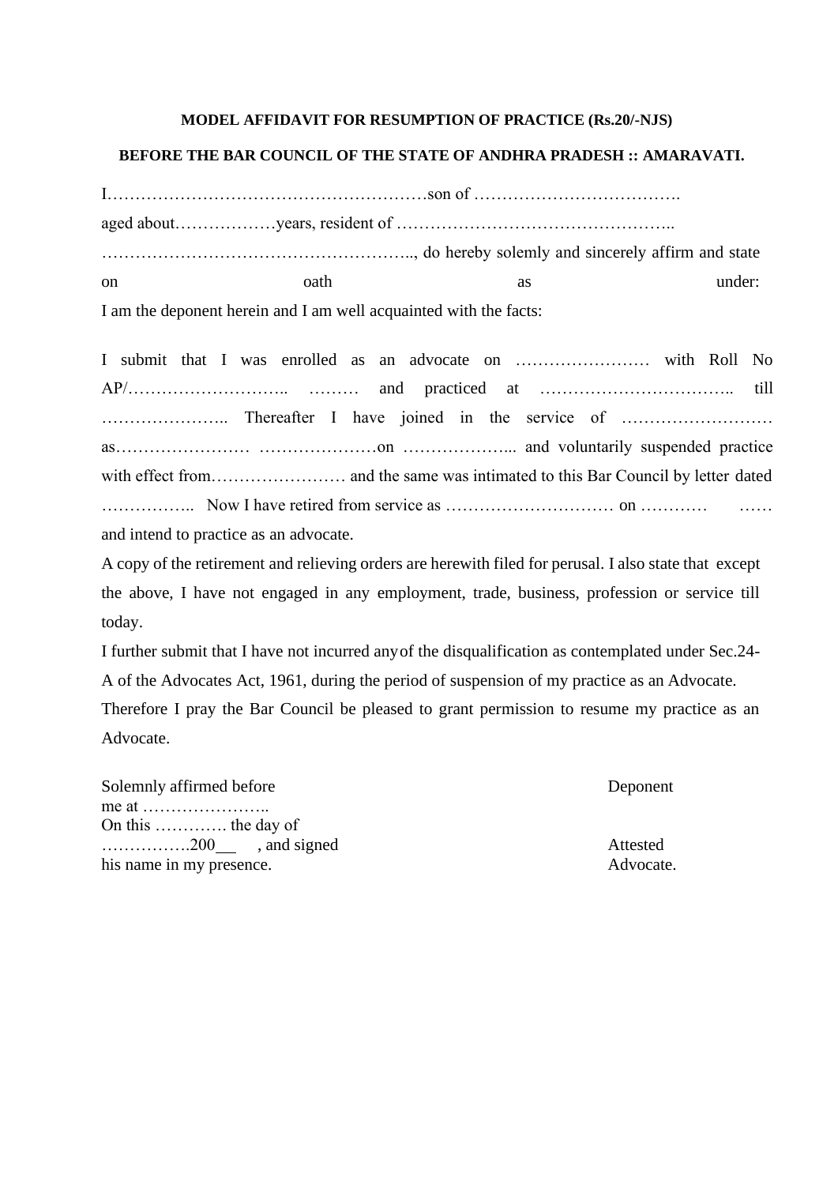**MODEL AFFIDAVIT FOR RESUMPTION OF PRACTICE (Rs.20/-NJS)**

**BEFORE THE BAR COUNCIL OF THE STATE OF ANDHRA PRADESH :: AMARAVATI.**

I…………………………………………………son of ……………………………….
aged about………………years, resident of …………………………………………..
…………………………………………….., do hereby solemly and sincerely affirm and state on oath as under:
I am the deponent herein and I am well acquainted with the facts:

I submit that I was enrolled as an advocate on …………………… with Roll No AP/……………………….. ……… and practiced at …………………………….. till ………………….. Thereafter I have joined in the service of …………………… as…………………… …………………on ………………... and voluntarily suspended practice with effect from…………………… and the same was intimated to this Bar Council by letter dated …………….. Now I have retired from service as ………………………… on ………… …… and intend to practice as an advocate.
A copy of the retirement and relieving orders are herewith filed for perusal. I also state that except the above, I have not engaged in any employment, trade, business, profession or service till today.
I further submit that I have not incurred any of the disqualification as contemplated under Sec.24-A of the Advocates Act, 1961, during the period of suspension of my practice as an Advocate.
Therefore I pray the Bar Council be pleased to grant permission to resume my practice as an Advocate.

Solemnly affirmed before
me at …………………..
On this …………. the day of
…………….200___ , and signed
his name in my presence.

Deponent

Attested
Advocate.